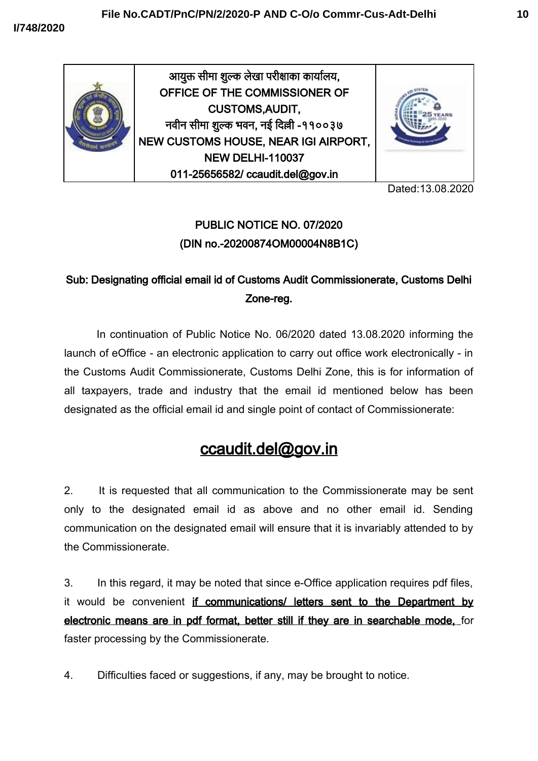आयुक्त सीमा शुल्क लेखा परीक्षाका कार्यालय,
OFFICE OF THE COMMISSIONER OF CUSTOMS,AUDIT,
नवीन सीमा शुल्क भवन, नई दिल्ली -११००३७
NEW CUSTOMS HOUSE, NEAR IGI AIRPORT, NEW DELHI-110037
011-25656582/ ccaudit.del@gov.in

Dated:13.08.2020

## PUBLIC NOTICE NO. 07/2020
## (DIN no.-20200874OM00004N8B1C)

**Sub: Designating official email id of Customs Audit Commissionerate, Customs Delhi Zone-reg.**

In continuation of Public Notice No. 06/2020 dated 13.08.2020 informing the launch of eOffice - an electronic application to carry out office work electronically - in the Customs Audit Commissionerate, Customs Delhi Zone, this is for information of all taxpayers, trade and industry that the email id mentioned below has been designated as the official email id and single point of contact of Commissionerate:

## ccaudit.del@gov.in

2. It is requested that all communication to the Commissionerate may be sent only to the designated email id as above and no other email id. Sending communication on the designated email will ensure that it is invariably attended to by the Commissionerate.

3. In this regard, it may be noted that since e-Office application requires pdf files, it would be convenient **if communications/ letters sent to the Department by electronic means are in pdf format, better still if they are in searchable mode,** for faster processing by the Commissionerate.

4. Difficulties faced or suggestions, if any, may be brought to notice.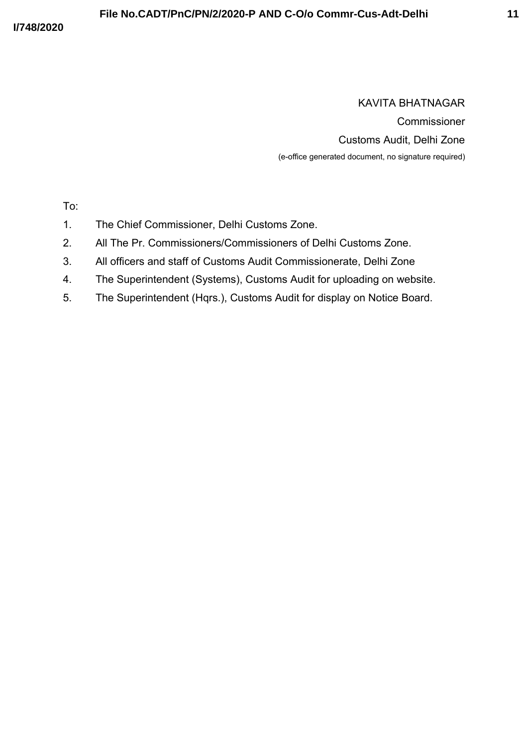KAVITA BHATNAGAR

Commissioner

Customs Audit, Delhi Zone

(e-office generated document, no signature required)

To:

1. The Chief Commissioner, Delhi Customs Zone.
2. All The Pr. Commissioners/Commissioners of Delhi Customs Zone.
3. All officers and staff of Customs Audit Commissionerate, Delhi Zone
4. The Superintendent (Systems), Customs Audit for uploading on website.
5. The Superintendent (Hqrs.), Customs Audit for display on Notice Board.